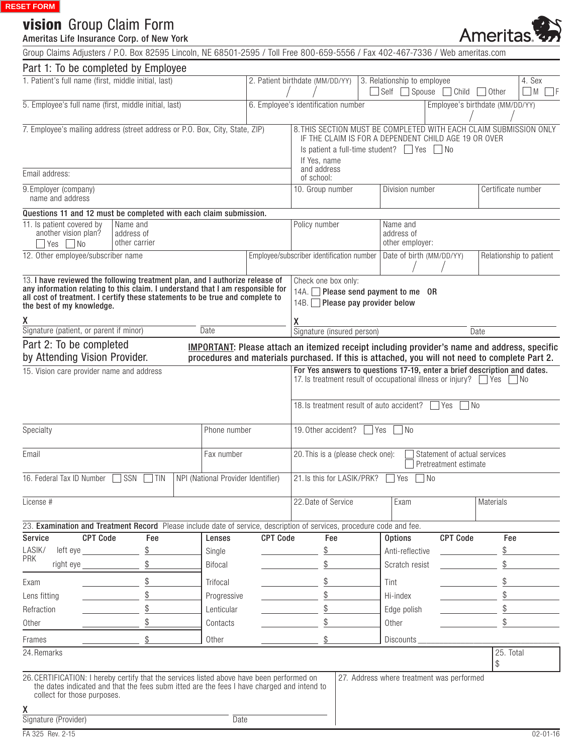RESET FORM

# vision Group Claim Form

Ameritas Life Insurance Corp. of New York

Ameritas

Group Claims Adjusters / P.O. Box 82595 Lincoln, NE 68501-2595 / Toll Free 800-659-5556 / Fax 402-467-7336 / Web ameritas.com

## Part 1: To be completed by Employee

1. Patient's full name (first, middle initial, last)

2. Patient birthdate (MM/DD/YY) / /

3. Relationship to employee ☐ Self ☐ Spouse ☐ Child ☐ Other

4. Sex ☐ M ☐ F

5. Employee's full name (first, middle initial, last)

6. Employee's identification number

Employee's birthdate (MM/DD/YY) / /

7. Employee's mailing address (street address or P.O. Box, City, State, ZIP)

Email address:

8. THIS SECTION MUST BE COMPLETED WITH EACH CLAIM SUBMISSION ONLY IF THE CLAIM IS FOR A DEPENDENT CHILD AGE 19 OR OVER

Is patient a full-time student? ☐ Yes ☐ No

If Yes, name and address of school:

9. Employer (company) name and address

10. Group number

Division number

Certificate number

**Questions 11 and 12 must be completed with each claim submission.**

11. Is patient covered by another vision plan? ☐ Yes ☐ No

Name and address of other carrier

Policy number

Name and address of other employer:

12. Other employee/subscriber name

Employee/subscriber identification number

Date of birth (MM/DD/YY) / /

Relationship to patient

13. **I have reviewed the following treatment plan, and I authorize release of any information relating to this claim. I understand that I am responsible for all cost of treatment. I certify these statements to be true and complete to the best of my knowledge.**

X

Signature (patient, or parent if minor) Date

Check one box only:

14A. ☐ **Please send payment to me OR**

14B. ☐ **Please pay provider below**

X

Signature (insured person) Date

## Part 2: To be completed by Attending Vision Provider.

**IMPORTANT: Please attach an itemized receipt including provider's name and address, specific procedures and materials purchased. If this is attached, you will not need to complete Part 2.**

15. Vision care provider name and address

**For Yes answers to questions 17-19, enter a brief description and dates.**

17. Is treatment result of occupational illness or injury? ☐ Yes ☐ No

18. Is treatment result of auto accident? ☐ Yes ☐ No

Specialty

Phone number

19. Other accident? ☐ Yes ☐ No

Email

Fax number

20. This is a (please check one): ☐ Statement of actual services ☐ Pretreatment estimate

16. Federal Tax ID Number ☐ SSN ☐ TIN

NPI (National Provider Identifier)

21. Is this for LASIK/PRK? ☐ Yes ☐ No

License #

22. Date of Service

Exam

Materials

23. **Examination and Treatment Record** Please include date of service, description of services, procedure code and fee.

| Service | CPT Code | Fee | Lenses | CPT Code | Fee | Options | CPT Code | Fee |
|---|---|---|---|---|---|---|---|---|
| LASIK/PRK left eye | | $ | Single | | $ | Anti-reflective | | $ |
| right eye | | $ | Bifocal | | $ | Scratch resist | | $ |
| Exam | | $ | Trifocal | | $ | Tint | | $ |
| Lens fitting | | $ | Progressive | | $ | Hi-index | | $ |
| Refraction | | $ | Lenticular | | $ | Edge polish | | $ |
| Other | | $ | Contacts | | $ | Other | | $ |
| Frames | | $ | Other | | $ | Discounts | | |

24. Remarks

25. Total $

26. CERTIFICATION: I hereby certify that the services listed above have been performed on the dates indicated and that the fees subm itted are the fees I have charged and intend to collect for those purposes.

X

Signature (Provider) Date

27. Address where treatment was performed

FA 325 Rev. 2-15

02-01-16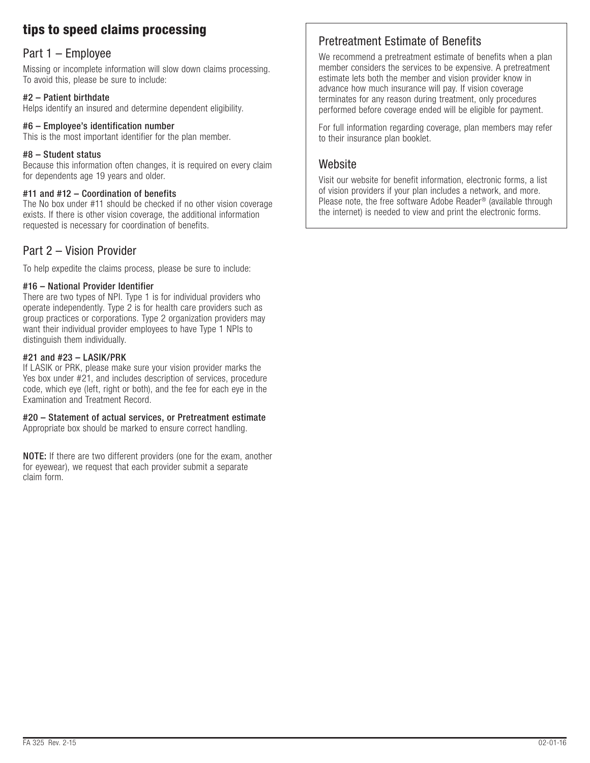# tips to speed claims processing

## Part 1 – Employee

Missing or incomplete information will slow down claims processing. To avoid this, please be sure to include:

**#2 – Patient birthdate**
Helps identify an insured and determine dependent eligibility.

**#6 – Employee's identification number**
This is the most important identifier for the plan member.

**#8 – Student status**
Because this information often changes, it is required on every claim for dependents age 19 years and older.

**#11 and #12 – Coordination of benefits**
The No box under #11 should be checked if no other vision coverage exists. If there is other vision coverage, the additional information requested is necessary for coordination of benefits.

## Part 2 – Vision Provider

To help expedite the claims process, please be sure to include:

**#16 – National Provider Identifier**
There are two types of NPI. Type 1 is for individual providers who operate independently. Type 2 is for health care providers such as group practices or corporations. Type 2 organization providers may want their individual provider employees to have Type 1 NPIs to distinguish them individually.

**#21 and #23 – LASIK/PRK**
If LASIK or PRK, please make sure your vision provider marks the Yes box under #21, and includes description of services, procedure code, which eye (left, right or both), and the fee for each eye in the Examination and Treatment Record.

**#20 – Statement of actual services, or Pretreatment estimate**
Appropriate box should be marked to ensure correct handling.

**NOTE:** If there are two different providers (one for the exam, another for eyewear), we request that each provider submit a separate claim form.

## Pretreatment Estimate of Benefits

We recommend a pretreatment estimate of benefits when a plan member considers the services to be expensive. A pretreatment estimate lets both the member and vision provider know in advance how much insurance will pay. If vision coverage terminates for any reason during treatment, only procedures performed before coverage ended will be eligible for payment.

For full information regarding coverage, plan members may refer to their insurance plan booklet.

## Website

Visit our website for benefit information, electronic forms, a list of vision providers if your plan includes a network, and more. Please note, the free software Adobe Reader® (available through the internet) is needed to view and print the electronic forms.

FA 325 Rev. 2-15 02-01-16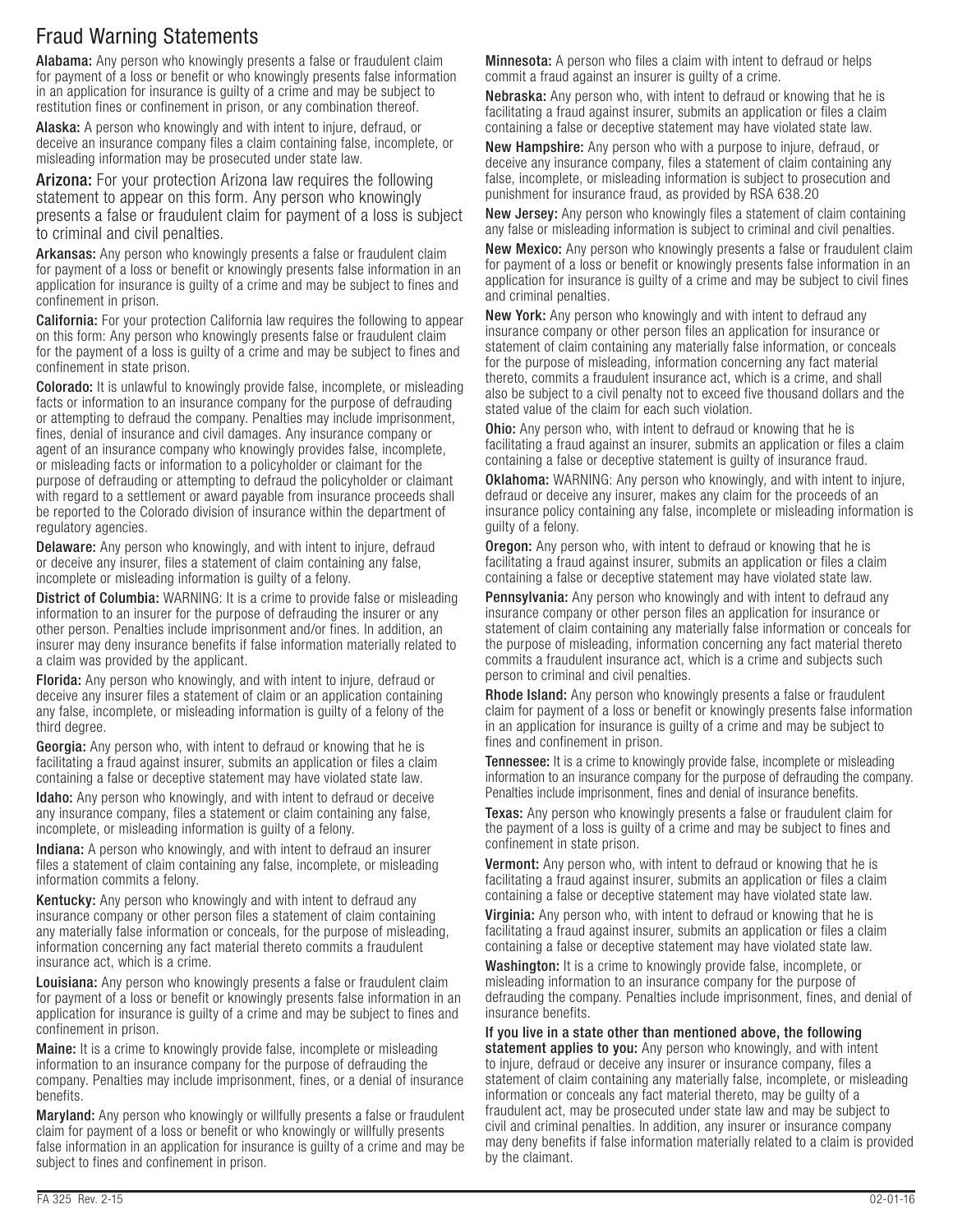# Fraud Warning Statements

**Alabama:** Any person who knowingly presents a false or fraudulent claim for payment of a loss or benefit or who knowingly presents false information in an application for insurance is guilty of a crime and may be subject to restitution fines or confinement in prison, or any combination thereof.

**Alaska:** A person who knowingly and with intent to injure, defraud, or deceive an insurance company files a claim containing false, incomplete, or misleading information may be prosecuted under state law.

**Arizona:** For your protection Arizona law requires the following statement to appear on this form. Any person who knowingly presents a false or fraudulent claim for payment of a loss is subject to criminal and civil penalties.

**Arkansas:** Any person who knowingly presents a false or fraudulent claim for payment of a loss or benefit or knowingly presents false information in an application for insurance is guilty of a crime and may be subject to fines and confinement in prison.

**California:** For your protection California law requires the following to appear on this form: Any person who knowingly presents false or fraudulent claim for the payment of a loss is guilty of a crime and may be subject to fines and confinement in state prison.

**Colorado:** It is unlawful to knowingly provide false, incomplete, or misleading facts or information to an insurance company for the purpose of defrauding or attempting to defraud the company. Penalties may include imprisonment, fines, denial of insurance and civil damages. Any insurance company or agent of an insurance company who knowingly provides false, incomplete, or misleading facts or information to a policyholder or claimant for the purpose of defrauding or attempting to defraud the policyholder or claimant with regard to a settlement or award payable from insurance proceeds shall be reported to the Colorado division of insurance within the department of regulatory agencies.

**Delaware:** Any person who knowingly, and with intent to injure, defraud or deceive any insurer, files a statement of claim containing any false, incomplete or misleading information is guilty of a felony.

**District of Columbia:** WARNING: It is a crime to provide false or misleading information to an insurer for the purpose of defrauding the insurer or any other person. Penalties include imprisonment and/or fines. In addition, an insurer may deny insurance benefits if false information materially related to a claim was provided by the applicant.

**Florida:** Any person who knowingly, and with intent to injure, defraud or deceive any insurer files a statement of claim or an application containing any false, incomplete, or misleading information is guilty of a felony of the third degree.

**Georgia:** Any person who, with intent to defraud or knowing that he is facilitating a fraud against insurer, submits an application or files a claim containing a false or deceptive statement may have violated state law.

**Idaho:** Any person who knowingly, and with intent to defraud or deceive any insurance company, files a statement or claim containing any false, incomplete, or misleading information is guilty of a felony.

**Indiana:** A person who knowingly, and with intent to defraud an insurer files a statement of claim containing any false, incomplete, or misleading information commits a felony.

**Kentucky:** Any person who knowingly and with intent to defraud any insurance company or other person files a statement of claim containing any materially false information or conceals, for the purpose of misleading, information concerning any fact material thereto commits a fraudulent insurance act, which is a crime.

**Louisiana:** Any person who knowingly presents a false or fraudulent claim for payment of a loss or benefit or knowingly presents false information in an application for insurance is guilty of a crime and may be subject to fines and confinement in prison.

**Maine:** It is a crime to knowingly provide false, incomplete or misleading information to an insurance company for the purpose of defrauding the company. Penalties may include imprisonment, fines, or a denial of insurance benefits.

**Maryland:** Any person who knowingly or willfully presents a false or fraudulent claim for payment of a loss or benefit or who knowingly or willfully presents false information in an application for insurance is guilty of a crime and may be subject to fines and confinement in prison.

**Minnesota:** A person who files a claim with intent to defraud or helps commit a fraud against an insurer is guilty of a crime.

**Nebraska:** Any person who, with intent to defraud or knowing that he is facilitating a fraud against insurer, submits an application or files a claim containing a false or deceptive statement may have violated state law.

**New Hampshire:** Any person who with a purpose to injure, defraud, or deceive any insurance company, files a statement of claim containing any false, incomplete, or misleading information is subject to prosecution and punishment for insurance fraud, as provided by RSA 638.20

**New Jersey:** Any person who knowingly files a statement of claim containing any false or misleading information is subject to criminal and civil penalties.

**New Mexico:** Any person who knowingly presents a false or fraudulent claim for payment of a loss or benefit or knowingly presents false information in an application for insurance is guilty of a crime and may be subject to civil fines and criminal penalties.

**New York:** Any person who knowingly and with intent to defraud any insurance company or other person files an application for insurance or statement of claim containing any materially false information, or conceals for the purpose of misleading, information concerning any fact material thereto, commits a fraudulent insurance act, which is a crime, and shall also be subject to a civil penalty not to exceed five thousand dollars and the stated value of the claim for each such violation.

**Ohio:** Any person who, with intent to defraud or knowing that he is facilitating a fraud against an insurer, submits an application or files a claim containing a false or deceptive statement is guilty of insurance fraud.

**Oklahoma:** WARNING: Any person who knowingly, and with intent to injure, defraud or deceive any insurer, makes any claim for the proceeds of an insurance policy containing any false, incomplete or misleading information is guilty of a felony.

**Oregon:** Any person who, with intent to defraud or knowing that he is facilitating a fraud against insurer, submits an application or files a claim containing a false or deceptive statement may have violated state law.

**Pennsylvania:** Any person who knowingly and with intent to defraud any insurance company or other person files an application for insurance or statement of claim containing any materially false information or conceals for the purpose of misleading, information concerning any fact material thereto commits a fraudulent insurance act, which is a crime and subjects such person to criminal and civil penalties.

**Rhode Island:** Any person who knowingly presents a false or fraudulent claim for payment of a loss or benefit or knowingly presents false information in an application for insurance is guilty of a crime and may be subject to fines and confinement in prison.

**Tennessee:** It is a crime to knowingly provide false, incomplete or misleading information to an insurance company for the purpose of defrauding the company. Penalties include imprisonment, fines and denial of insurance benefits.

**Texas:** Any person who knowingly presents a false or fraudulent claim for the payment of a loss is guilty of a crime and may be subject to fines and confinement in state prison.

**Vermont:** Any person who, with intent to defraud or knowing that he is facilitating a fraud against insurer, submits an application or files a claim containing a false or deceptive statement may have violated state law.

**Virginia:** Any person who, with intent to defraud or knowing that he is facilitating a fraud against insurer, submits an application or files a claim containing a false or deceptive statement may have violated state law.

**Washington:** It is a crime to knowingly provide false, incomplete, or misleading information to an insurance company for the purpose of defrauding the company. Penalties include imprisonment, fines, and denial of insurance benefits.

**If you live in a state other than mentioned above, the following statement applies to you:** Any person who knowingly, and with intent to injure, defraud or deceive any insurer or insurance company, files a statement of claim containing any materially false, incomplete, or misleading information or conceals any fact material thereto, may be guilty of a fraudulent act, may be prosecuted under state law and may be subject to civil and criminal penalties. In addition, any insurer or insurance company may deny benefits if false information materially related to a claim is provided by the claimant.

FA 325 Rev. 2-15 02-01-16